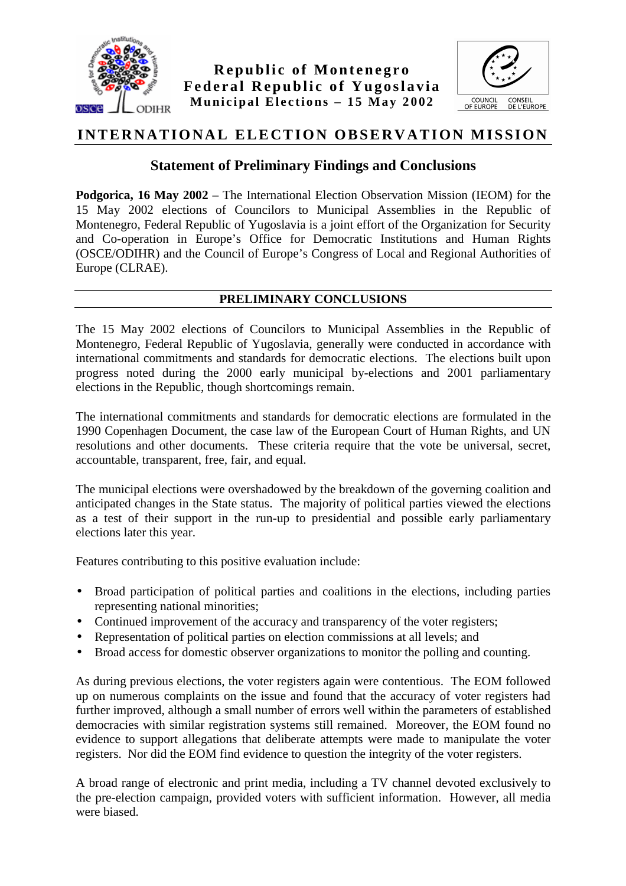**Republic of Montenegro**
**Federal Republic of Yugoslavia**
**Municipal Elections – 15 May 2002**

# INTERNATIONAL ELECTION OBSERVATION MISSION

## Statement of Preliminary Findings and Conclusions

**Podgorica, 16 May 2002** – The International Election Observation Mission (IEOM) for the 15 May 2002 elections of Councilors to Municipal Assemblies in the Republic of Montenegro, Federal Republic of Yugoslavia is a joint effort of the Organization for Security and Co-operation in Europe's Office for Democratic Institutions and Human Rights (OSCE/ODIHR) and the Council of Europe's Congress of Local and Regional Authorities of Europe (CLRAE).

### PRELIMINARY CONCLUSIONS

The 15 May 2002 elections of Councilors to Municipal Assemblies in the Republic of Montenegro, Federal Republic of Yugoslavia, generally were conducted in accordance with international commitments and standards for democratic elections. The elections built upon progress noted during the 2000 early municipal by-elections and 2001 parliamentary elections in the Republic, though shortcomings remain.

The international commitments and standards for democratic elections are formulated in the 1990 Copenhagen Document, the case law of the European Court of Human Rights, and UN resolutions and other documents. These criteria require that the vote be universal, secret, accountable, transparent, free, fair, and equal.

The municipal elections were overshadowed by the breakdown of the governing coalition and anticipated changes in the State status. The majority of political parties viewed the elections as a test of their support in the run-up to presidential and possible early parliamentary elections later this year.

Features contributing to this positive evaluation include:

- Broad participation of political parties and coalitions in the elections, including parties representing national minorities;
- Continued improvement of the accuracy and transparency of the voter registers;
- Representation of political parties on election commissions at all levels; and
- Broad access for domestic observer organizations to monitor the polling and counting.

As during previous elections, the voter registers again were contentious. The EOM followed up on numerous complaints on the issue and found that the accuracy of voter registers had further improved, although a small number of errors well within the parameters of established democracies with similar registration systems still remained. Moreover, the EOM found no evidence to support allegations that deliberate attempts were made to manipulate the voter registers. Nor did the EOM find evidence to question the integrity of the voter registers.

A broad range of electronic and print media, including a TV channel devoted exclusively to the pre-election campaign, provided voters with sufficient information. However, all media were biased.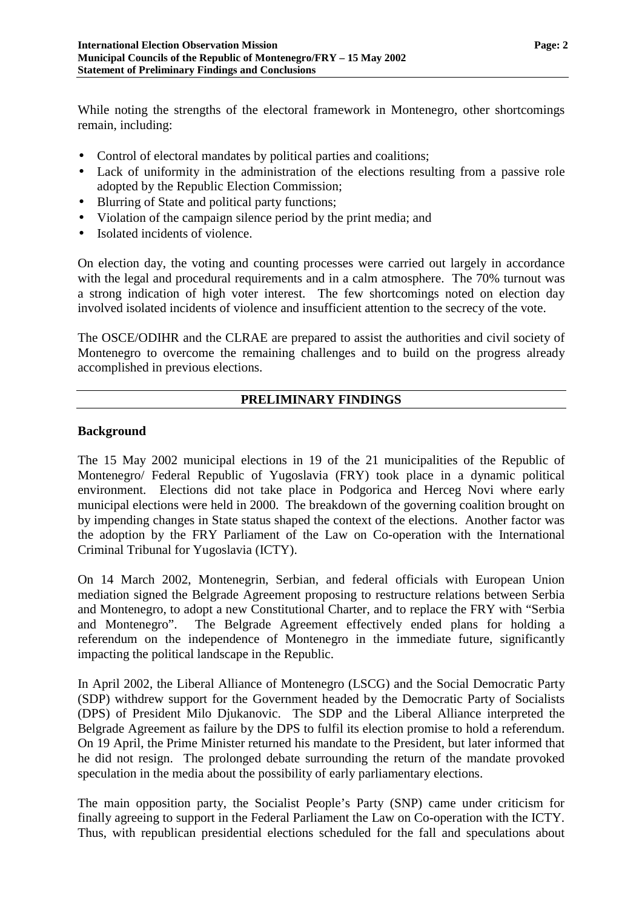While noting the strengths of the electoral framework in Montenegro, other shortcomings remain, including:

- Control of electoral mandates by political parties and coalitions;
- Lack of uniformity in the administration of the elections resulting from a passive role adopted by the Republic Election Commission;
- Blurring of State and political party functions;
- Violation of the campaign silence period by the print media; and
- Isolated incidents of violence.

On election day, the voting and counting processes were carried out largely in accordance with the legal and procedural requirements and in a calm atmosphere. The 70% turnout was a strong indication of high voter interest. The few shortcomings noted on election day involved isolated incidents of violence and insufficient attention to the secrecy of the vote.

The OSCE/ODIHR and the CLRAE are prepared to assist the authorities and civil society of Montenegro to overcome the remaining challenges and to build on the progress already accomplished in previous elections.

## PRELIMINARY FINDINGS

### Background

The 15 May 2002 municipal elections in 19 of the 21 municipalities of the Republic of Montenegro/ Federal Republic of Yugoslavia (FRY) took place in a dynamic political environment. Elections did not take place in Podgorica and Herceg Novi where early municipal elections were held in 2000. The breakdown of the governing coalition brought on by impending changes in State status shaped the context of the elections. Another factor was the adoption by the FRY Parliament of the Law on Co-operation with the International Criminal Tribunal for Yugoslavia (ICTY).

On 14 March 2002, Montenegrin, Serbian, and federal officials with European Union mediation signed the Belgrade Agreement proposing to restructure relations between Serbia and Montenegro, to adopt a new Constitutional Charter, and to replace the FRY with "Serbia and Montenegro". The Belgrade Agreement effectively ended plans for holding a referendum on the independence of Montenegro in the immediate future, significantly impacting the political landscape in the Republic.

In April 2002, the Liberal Alliance of Montenegro (LSCG) and the Social Democratic Party (SDP) withdrew support for the Government headed by the Democratic Party of Socialists (DPS) of President Milo Djukanovic. The SDP and the Liberal Alliance interpreted the Belgrade Agreement as failure by the DPS to fulfil its election promise to hold a referendum. On 19 April, the Prime Minister returned his mandate to the President, but later informed that he did not resign. The prolonged debate surrounding the return of the mandate provoked speculation in the media about the possibility of early parliamentary elections.

The main opposition party, the Socialist People's Party (SNP) came under criticism for finally agreeing to support in the Federal Parliament the Law on Co-operation with the ICTY. Thus, with republican presidential elections scheduled for the fall and speculations about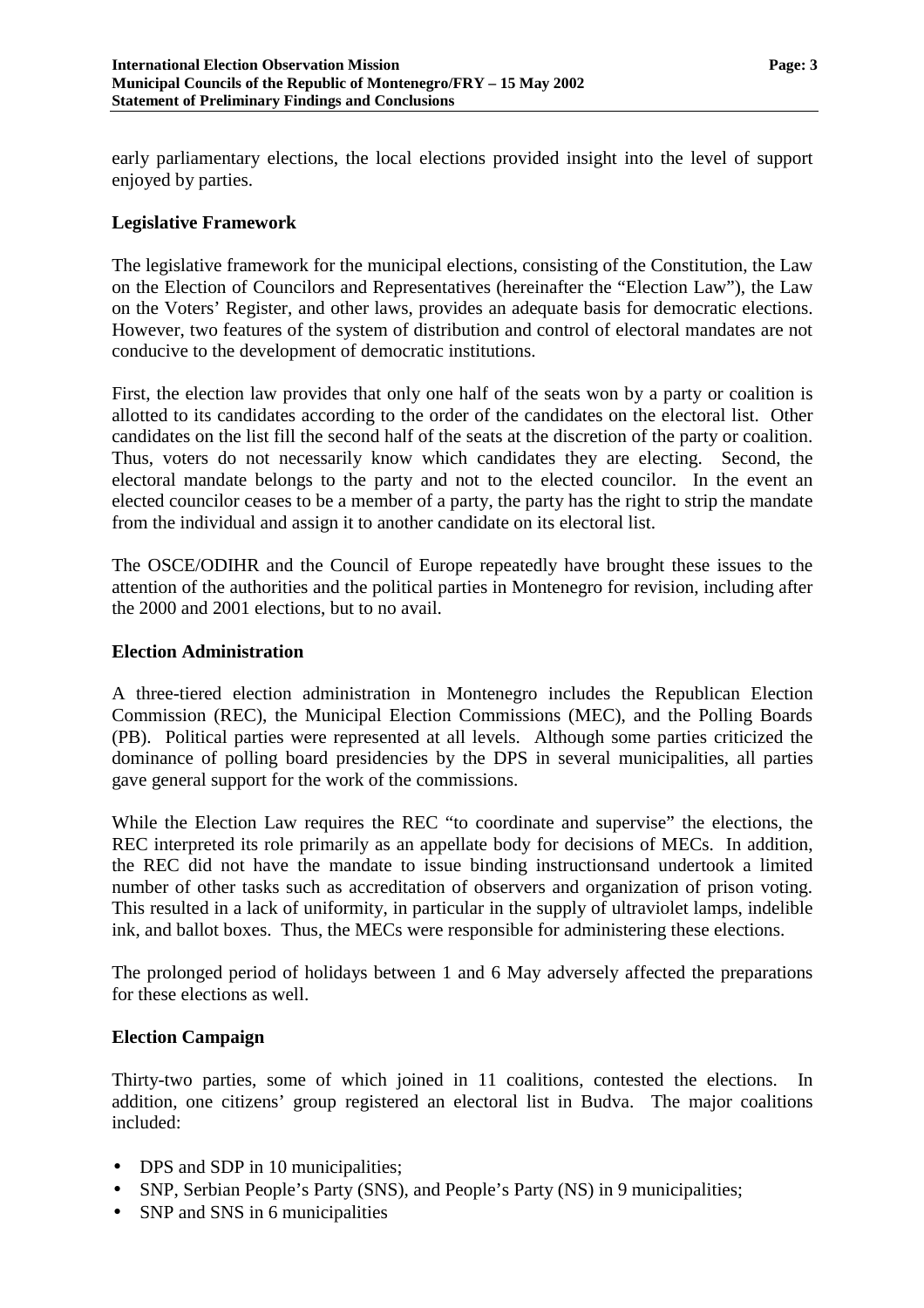early parliamentary elections, the local elections provided insight into the level of support enjoyed by parties.

## Legislative Framework

The legislative framework for the municipal elections, consisting of the Constitution, the Law on the Election of Councilors and Representatives (hereinafter the "Election Law"), the Law on the Voters' Register, and other laws, provides an adequate basis for democratic elections. However, two features of the system of distribution and control of electoral mandates are not conducive to the development of democratic institutions.

First, the election law provides that only one half of the seats won by a party or coalition is allotted to its candidates according to the order of the candidates on the electoral list. Other candidates on the list fill the second half of the seats at the discretion of the party or coalition. Thus, voters do not necessarily know which candidates they are electing. Second, the electoral mandate belongs to the party and not to the elected councilor. In the event an elected councilor ceases to be a member of a party, the party has the right to strip the mandate from the individual and assign it to another candidate on its electoral list.

The OSCE/ODIHR and the Council of Europe repeatedly have brought these issues to the attention of the authorities and the political parties in Montenegro for revision, including after the 2000 and 2001 elections, but to no avail.

## Election Administration

A three-tiered election administration in Montenegro includes the Republican Election Commission (REC), the Municipal Election Commissions (MEC), and the Polling Boards (PB). Political parties were represented at all levels. Although some parties criticized the dominance of polling board presidencies by the DPS in several municipalities, all parties gave general support for the work of the commissions.

While the Election Law requires the REC "to coordinate and supervise" the elections, the REC interpreted its role primarily as an appellate body for decisions of MECs. In addition, the REC did not have the mandate to issue binding instructionsand undertook a limited number of other tasks such as accreditation of observers and organization of prison voting. This resulted in a lack of uniformity, in particular in the supply of ultraviolet lamps, indelible ink, and ballot boxes. Thus, the MECs were responsible for administering these elections.

The prolonged period of holidays between 1 and 6 May adversely affected the preparations for these elections as well.

## Election Campaign

Thirty-two parties, some of which joined in 11 coalitions, contested the elections. In addition, one citizens' group registered an electoral list in Budva. The major coalitions included:

- DPS and SDP in 10 municipalities;
- SNP, Serbian People's Party (SNS), and People's Party (NS) in 9 municipalities;
- SNP and SNS in 6 municipalities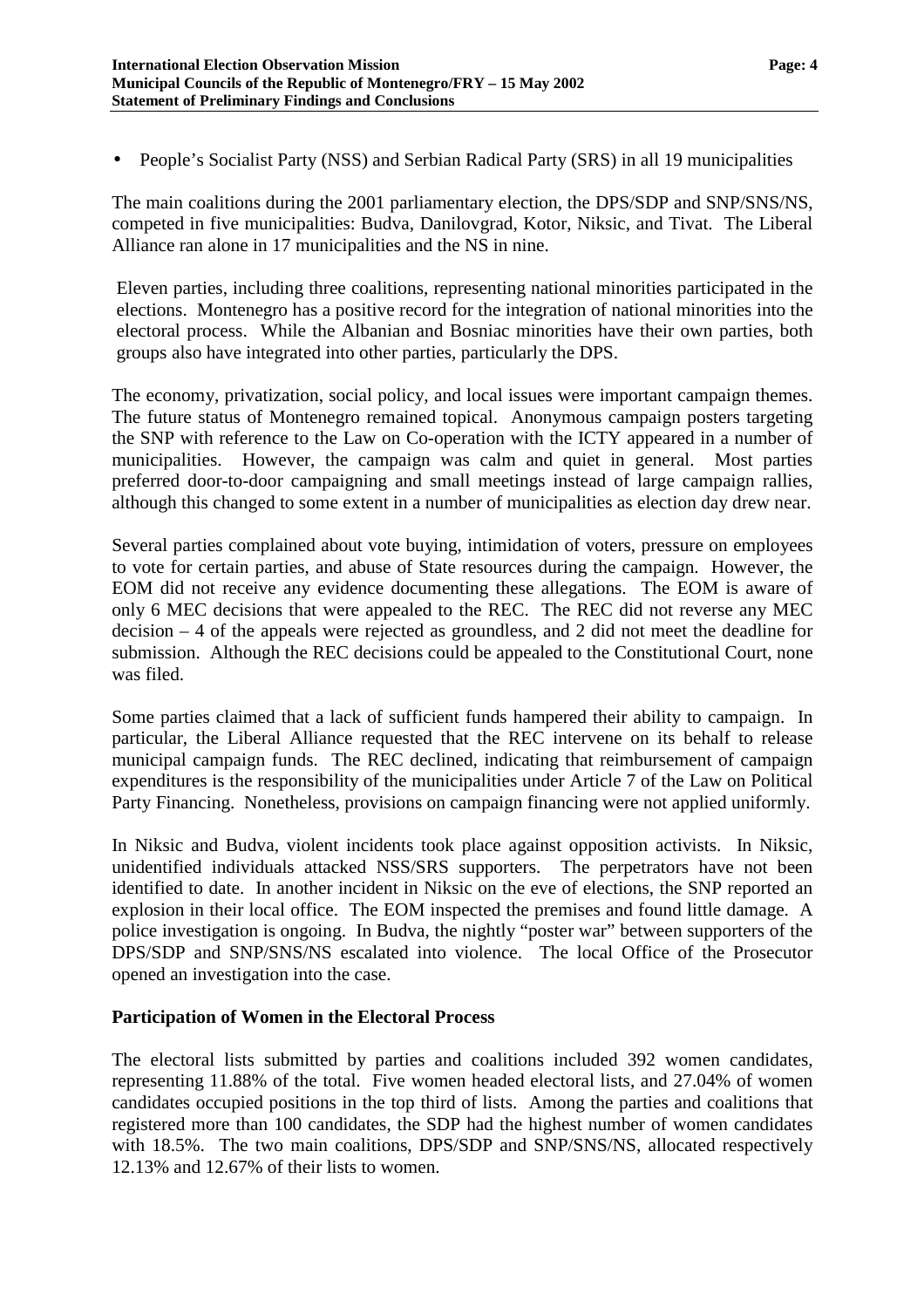- People's Socialist Party (NSS) and Serbian Radical Party (SRS) in all 19 municipalities

The main coalitions during the 2001 parliamentary election, the DPS/SDP and SNP/SNS/NS, competed in five municipalities: Budva, Danilovgrad, Kotor, Niksic, and Tivat. The Liberal Alliance ran alone in 17 municipalities and the NS in nine.

Eleven parties, including three coalitions, representing national minorities participated in the elections. Montenegro has a positive record for the integration of national minorities into the electoral process. While the Albanian and Bosniac minorities have their own parties, both groups also have integrated into other parties, particularly the DPS.

The economy, privatization, social policy, and local issues were important campaign themes. The future status of Montenegro remained topical. Anonymous campaign posters targeting the SNP with reference to the Law on Co-operation with the ICTY appeared in a number of municipalities. However, the campaign was calm and quiet in general. Most parties preferred door-to-door campaigning and small meetings instead of large campaign rallies, although this changed to some extent in a number of municipalities as election day drew near.

Several parties complained about vote buying, intimidation of voters, pressure on employees to vote for certain parties, and abuse of State resources during the campaign. However, the EOM did not receive any evidence documenting these allegations. The EOM is aware of only 6 MEC decisions that were appealed to the REC. The REC did not reverse any MEC decision – 4 of the appeals were rejected as groundless, and 2 did not meet the deadline for submission. Although the REC decisions could be appealed to the Constitutional Court, none was filed.

Some parties claimed that a lack of sufficient funds hampered their ability to campaign. In particular, the Liberal Alliance requested that the REC intervene on its behalf to release municipal campaign funds. The REC declined, indicating that reimbursement of campaign expenditures is the responsibility of the municipalities under Article 7 of the Law on Political Party Financing. Nonetheless, provisions on campaign financing were not applied uniformly.

In Niksic and Budva, violent incidents took place against opposition activists. In Niksic, unidentified individuals attacked NSS/SRS supporters. The perpetrators have not been identified to date. In another incident in Niksic on the eve of elections, the SNP reported an explosion in their local office. The EOM inspected the premises and found little damage. A police investigation is ongoing. In Budva, the nightly "poster war" between supporters of the DPS/SDP and SNP/SNS/NS escalated into violence. The local Office of the Prosecutor opened an investigation into the case.

**Participation of Women in the Electoral Process**

The electoral lists submitted by parties and coalitions included 392 women candidates, representing 11.88% of the total. Five women headed electoral lists, and 27.04% of women candidates occupied positions in the top third of lists. Among the parties and coalitions that registered more than 100 candidates, the SDP had the highest number of women candidates with 18.5%. The two main coalitions, DPS/SDP and SNP/SNS/NS, allocated respectively 12.13% and 12.67% of their lists to women.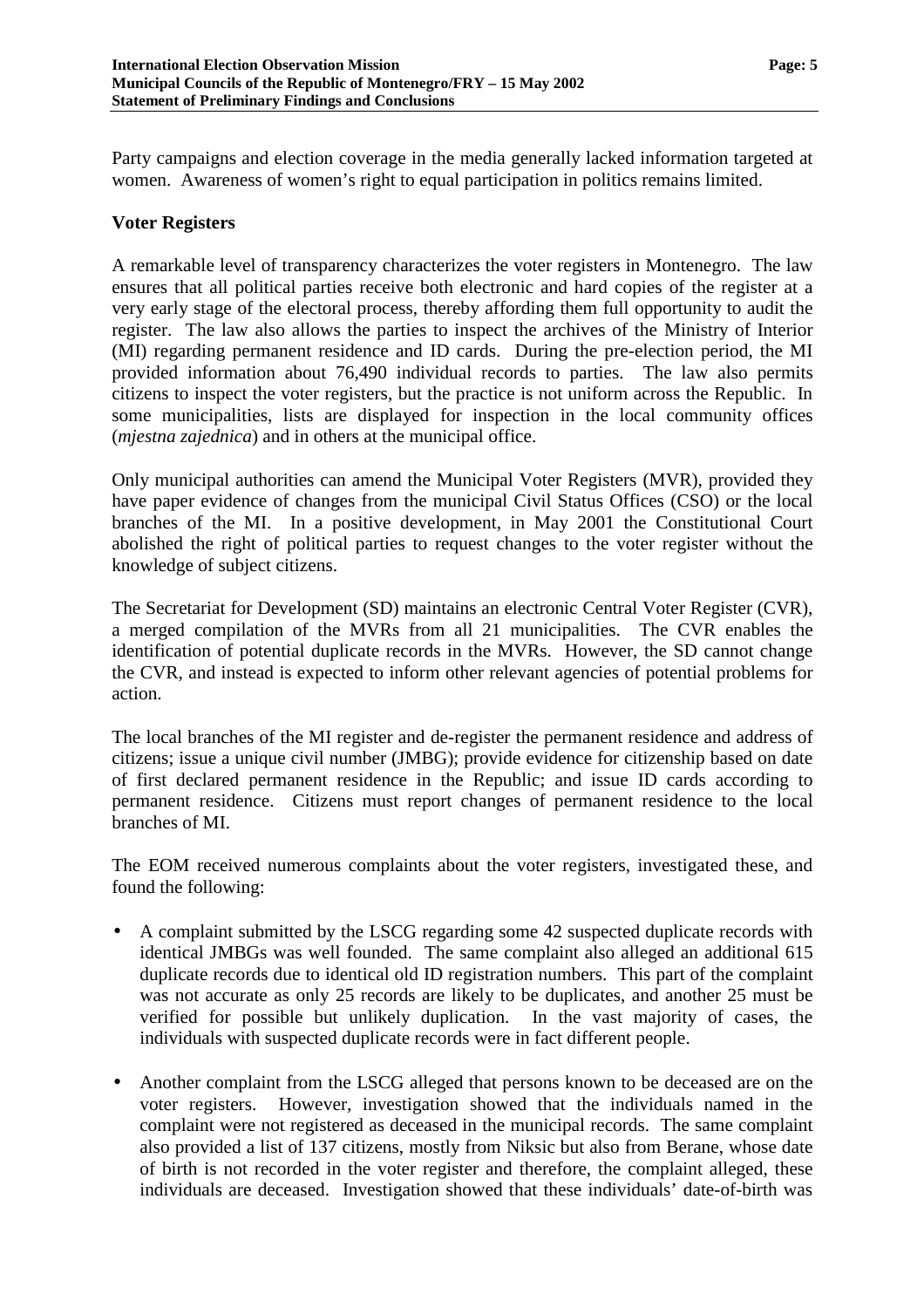Party campaigns and election coverage in the media generally lacked information targeted at women. Awareness of women's right to equal participation in politics remains limited.

## Voter Registers

A remarkable level of transparency characterizes the voter registers in Montenegro. The law ensures that all political parties receive both electronic and hard copies of the register at a very early stage of the electoral process, thereby affording them full opportunity to audit the register. The law also allows the parties to inspect the archives of the Ministry of Interior (MI) regarding permanent residence and ID cards. During the pre-election period, the MI provided information about 76,490 individual records to parties. The law also permits citizens to inspect the voter registers, but the practice is not uniform across the Republic. In some municipalities, lists are displayed for inspection in the local community offices (*mjestna zajednica*) and in others at the municipal office.

Only municipal authorities can amend the Municipal Voter Registers (MVR), provided they have paper evidence of changes from the municipal Civil Status Offices (CSO) or the local branches of the MI. In a positive development, in May 2001 the Constitutional Court abolished the right of political parties to request changes to the voter register without the knowledge of subject citizens.

The Secretariat for Development (SD) maintains an electronic Central Voter Register (CVR), a merged compilation of the MVRs from all 21 municipalities. The CVR enables the identification of potential duplicate records in the MVRs. However, the SD cannot change the CVR, and instead is expected to inform other relevant agencies of potential problems for action.

The local branches of the MI register and de-register the permanent residence and address of citizens; issue a unique civil number (JMBG); provide evidence for citizenship based on date of first declared permanent residence in the Republic; and issue ID cards according to permanent residence. Citizens must report changes of permanent residence to the local branches of MI.

The EOM received numerous complaints about the voter registers, investigated these, and found the following:

- A complaint submitted by the LSCG regarding some 42 suspected duplicate records with identical JMBGs was well founded. The same complaint also alleged an additional 615 duplicate records due to identical old ID registration numbers. This part of the complaint was not accurate as only 25 records are likely to be duplicates, and another 25 must be verified for possible but unlikely duplication. In the vast majority of cases, the individuals with suspected duplicate records were in fact different people.

- Another complaint from the LSCG alleged that persons known to be deceased are on the voter registers. However, investigation showed that the individuals named in the complaint were not registered as deceased in the municipal records. The same complaint also provided a list of 137 citizens, mostly from Niksic but also from Berane, whose date of birth is not recorded in the voter register and therefore, the complaint alleged, these individuals are deceased. Investigation showed that these individuals' date-of-birth was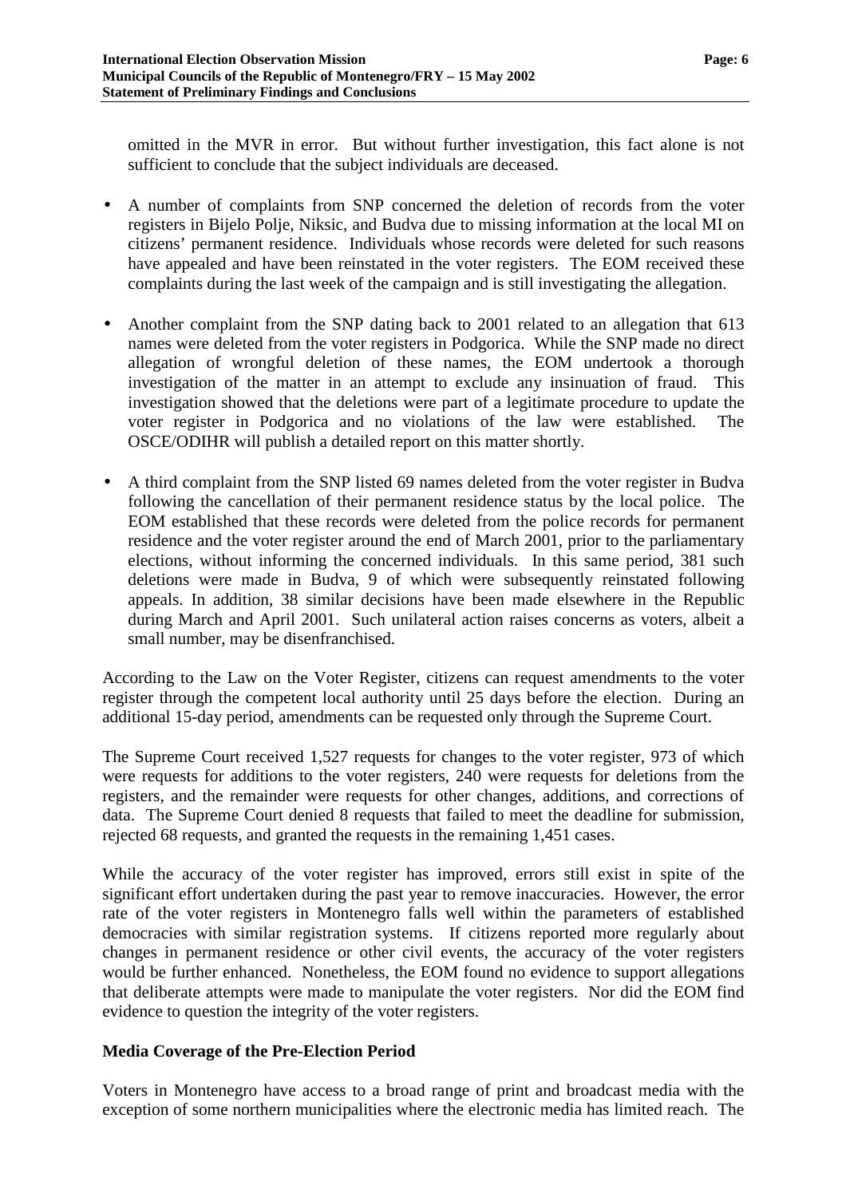omitted in the MVR in error. But without further investigation, this fact alone is not sufficient to conclude that the subject individuals are deceased.

- A number of complaints from SNP concerned the deletion of records from the voter registers in Bijelo Polje, Niksic, and Budva due to missing information at the local MI on citizens' permanent residence. Individuals whose records were deleted for such reasons have appealed and have been reinstated in the voter registers. The EOM received these complaints during the last week of the campaign and is still investigating the allegation.

- Another complaint from the SNP dating back to 2001 related to an allegation that 613 names were deleted from the voter registers in Podgorica. While the SNP made no direct allegation of wrongful deletion of these names, the EOM undertook a thorough investigation of the matter in an attempt to exclude any insinuation of fraud. This investigation showed that the deletions were part of a legitimate procedure to update the voter register in Podgorica and no violations of the law were established. The OSCE/ODIHR will publish a detailed report on this matter shortly.

- A third complaint from the SNP listed 69 names deleted from the voter register in Budva following the cancellation of their permanent residence status by the local police. The EOM established that these records were deleted from the police records for permanent residence and the voter register around the end of March 2001, prior to the parliamentary elections, without informing the concerned individuals. In this same period, 381 such deletions were made in Budva, 9 of which were subsequently reinstated following appeals. In addition, 38 similar decisions have been made elsewhere in the Republic during March and April 2001. Such unilateral action raises concerns as voters, albeit a small number, may be disenfranchised.

According to the Law on the Voter Register, citizens can request amendments to the voter register through the competent local authority until 25 days before the election. During an additional 15-day period, amendments can be requested only through the Supreme Court.

The Supreme Court received 1,527 requests for changes to the voter register, 973 of which were requests for additions to the voter registers, 240 were requests for deletions from the registers, and the remainder were requests for other changes, additions, and corrections of data. The Supreme Court denied 8 requests that failed to meet the deadline for submission, rejected 68 requests, and granted the requests in the remaining 1,451 cases.

While the accuracy of the voter register has improved, errors still exist in spite of the significant effort undertaken during the past year to remove inaccuracies. However, the error rate of the voter registers in Montenegro falls well within the parameters of established democracies with similar registration systems. If citizens reported more regularly about changes in permanent residence or other civil events, the accuracy of the voter registers would be further enhanced. Nonetheless, the EOM found no evidence to support allegations that deliberate attempts were made to manipulate the voter registers. Nor did the EOM find evidence to question the integrity of the voter registers.

## Media Coverage of the Pre-Election Period

Voters in Montenegro have access to a broad range of print and broadcast media with the exception of some northern municipalities where the electronic media has limited reach. The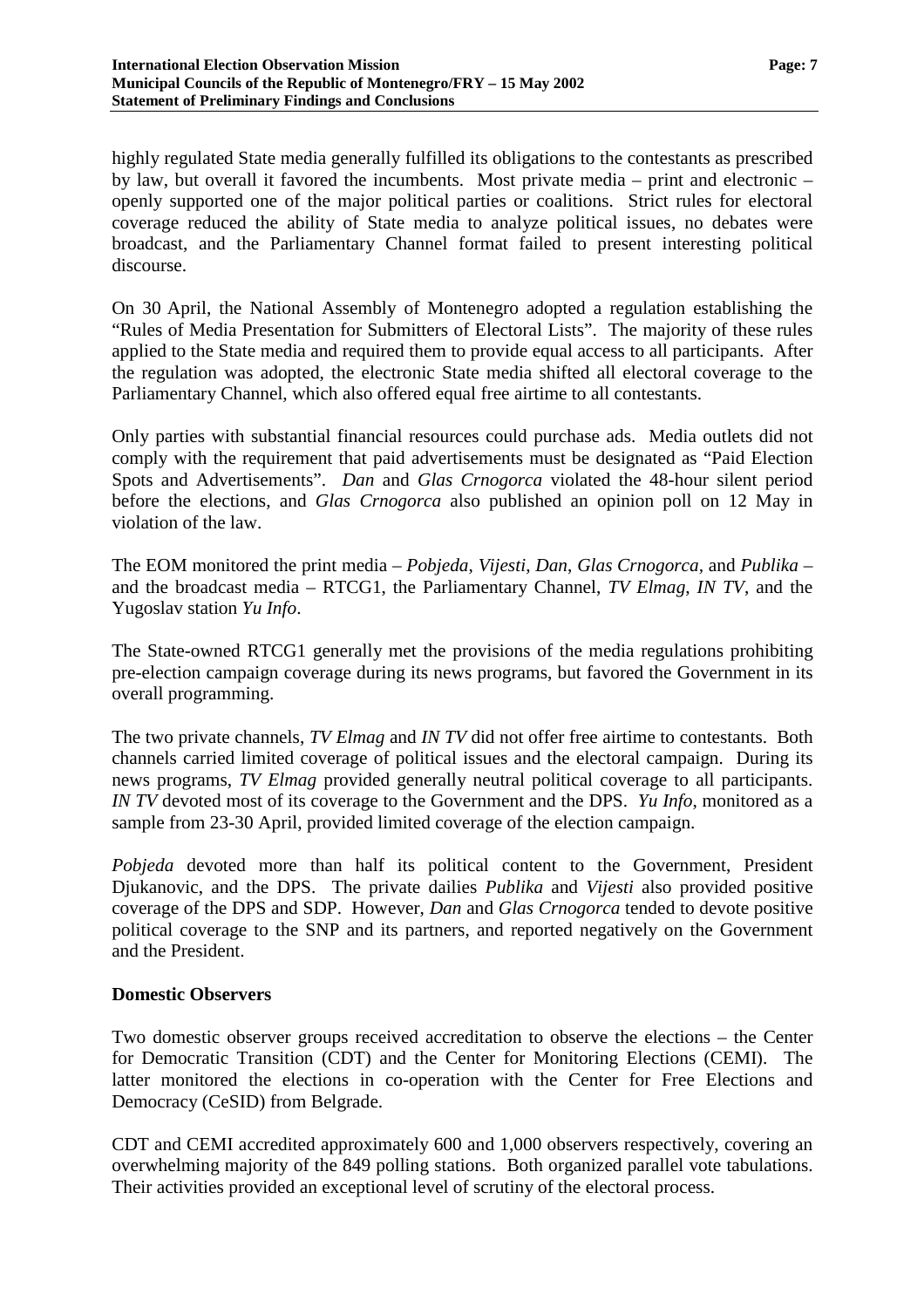highly regulated State media generally fulfilled its obligations to the contestants as prescribed by law, but overall it favored the incumbents. Most private media – print and electronic – openly supported one of the major political parties or coalitions. Strict rules for electoral coverage reduced the ability of State media to analyze political issues, no debates were broadcast, and the Parliamentary Channel format failed to present interesting political discourse.

On 30 April, the National Assembly of Montenegro adopted a regulation establishing the "Rules of Media Presentation for Submitters of Electoral Lists". The majority of these rules applied to the State media and required them to provide equal access to all participants. After the regulation was adopted, the electronic State media shifted all electoral coverage to the Parliamentary Channel, which also offered equal free airtime to all contestants.

Only parties with substantial financial resources could purchase ads. Media outlets did not comply with the requirement that paid advertisements must be designated as "Paid Election Spots and Advertisements". *Dan* and *Glas Crnogorca* violated the 48-hour silent period before the elections, and *Glas Crnogorca* also published an opinion poll on 12 May in violation of the law.

The EOM monitored the print media – *Pobjeda*, *Vijesti*, *Dan*, *Glas Crnogorca*, and *Publika* – and the broadcast media – RTCG1, the Parliamentary Channel, *TV Elmag*, *IN TV*, and the Yugoslav station *Yu Info*.

The State-owned RTCG1 generally met the provisions of the media regulations prohibiting pre-election campaign coverage during its news programs, but favored the Government in its overall programming.

The two private channels, *TV Elmag* and *IN TV* did not offer free airtime to contestants. Both channels carried limited coverage of political issues and the electoral campaign. During its news programs, *TV Elmag* provided generally neutral political coverage to all participants. *IN TV* devoted most of its coverage to the Government and the DPS. *Yu Info*, monitored as a sample from 23-30 April, provided limited coverage of the election campaign.

*Pobjeda* devoted more than half its political content to the Government, President Djukanovic, and the DPS. The private dailies *Publika* and *Vijesti* also provided positive coverage of the DPS and SDP. However, *Dan* and *Glas Crnogorca* tended to devote positive political coverage to the SNP and its partners, and reported negatively on the Government and the President.

**Domestic Observers**

Two domestic observer groups received accreditation to observe the elections – the Center for Democratic Transition (CDT) and the Center for Monitoring Elections (CEMI). The latter monitored the elections in co-operation with the Center for Free Elections and Democracy (CeSID) from Belgrade.

CDT and CEMI accredited approximately 600 and 1,000 observers respectively, covering an overwhelming majority of the 849 polling stations. Both organized parallel vote tabulations. Their activities provided an exceptional level of scrutiny of the electoral process.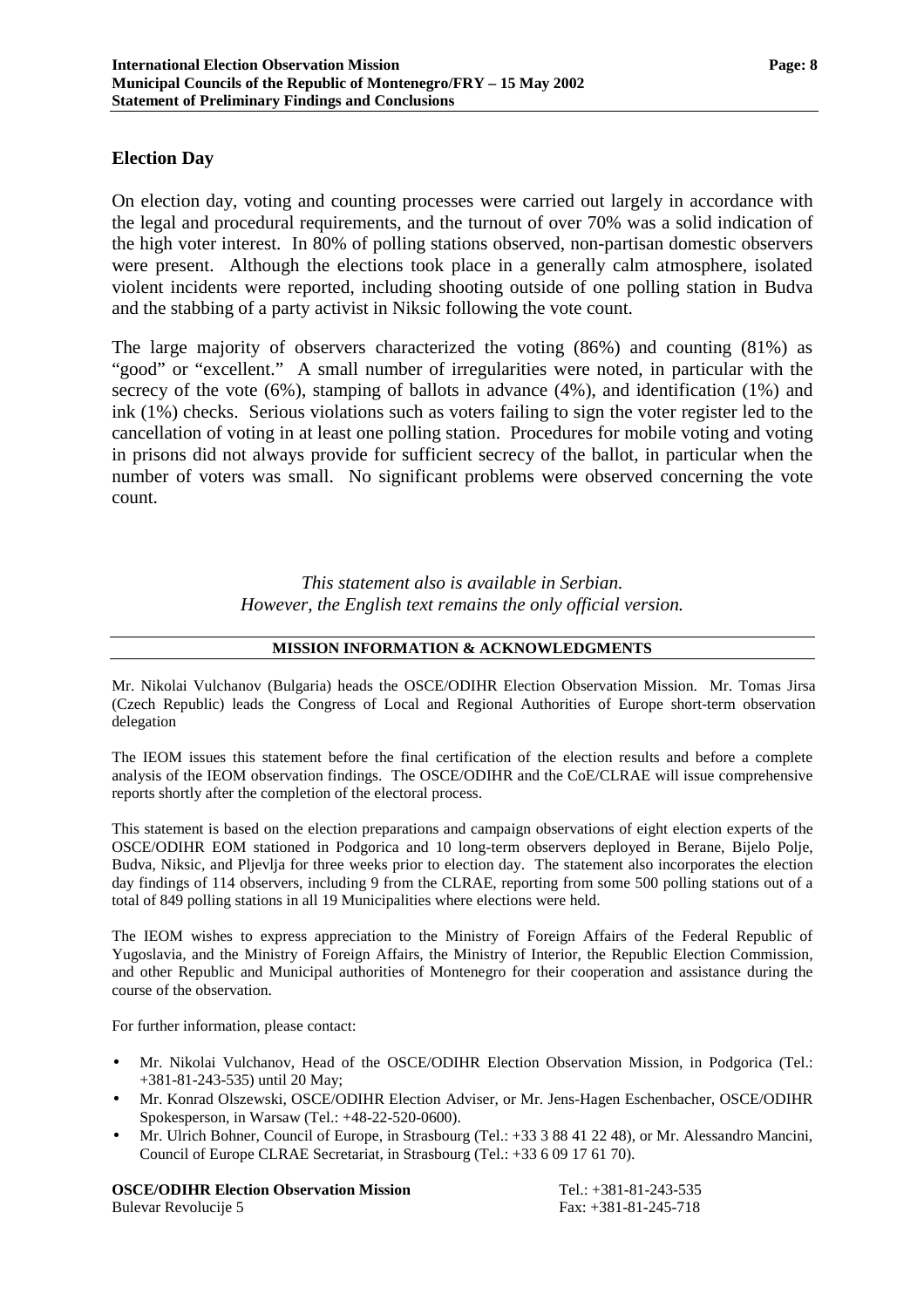## Election Day

On election day, voting and counting processes were carried out largely in accordance with the legal and procedural requirements, and the turnout of over 70% was a solid indication of the high voter interest. In 80% of polling stations observed, non-partisan domestic observers were present. Although the elections took place in a generally calm atmosphere, isolated violent incidents were reported, including shooting outside of one polling station in Budva and the stabbing of a party activist in Niksic following the vote count.

The large majority of observers characterized the voting (86%) and counting (81%) as "good" or "excellent." A small number of irregularities were noted, in particular with the secrecy of the vote (6%), stamping of ballots in advance (4%), and identification (1%) and ink (1%) checks. Serious violations such as voters failing to sign the voter register led to the cancellation of voting in at least one polling station. Procedures for mobile voting and voting in prisons did not always provide for sufficient secrecy of the ballot, in particular when the number of voters was small. No significant problems were observed concerning the vote count.

*This statement also is available in Serbian.*
*However, the English text remains the only official version.*

---

**MISSION INFORMATION & ACKNOWLEDGMENTS**

---

Mr. Nikolai Vulchanov (Bulgaria) heads the OSCE/ODIHR Election Observation Mission. Mr. Tomas Jirsa (Czech Republic) leads the Congress of Local and Regional Authorities of Europe short-term observation delegation

The IEOM issues this statement before the final certification of the election results and before a complete analysis of the IEOM observation findings. The OSCE/ODIHR and the CoE/CLRAE will issue comprehensive reports shortly after the completion of the electoral process.

This statement is based on the election preparations and campaign observations of eight election experts of the OSCE/ODIHR EOM stationed in Podgorica and 10 long-term observers deployed in Berane, Bijelo Polje, Budva, Niksic, and Pljevlja for three weeks prior to election day. The statement also incorporates the election day findings of 114 observers, including 9 from the CLRAE, reporting from some 500 polling stations out of a total of 849 polling stations in all 19 Municipalities where elections were held.

The IEOM wishes to express appreciation to the Ministry of Foreign Affairs of the Federal Republic of Yugoslavia, and the Ministry of Foreign Affairs, the Ministry of Interior, the Republic Election Commission, and other Republic and Municipal authorities of Montenegro for their cooperation and assistance during the course of the observation.

For further information, please contact:

- Mr. Nikolai Vulchanov, Head of the OSCE/ODIHR Election Observation Mission, in Podgorica (Tel.: +381-81-243-535) until 20 May;
- Mr. Konrad Olszewski, OSCE/ODIHR Election Adviser, or Mr. Jens-Hagen Eschenbacher, OSCE/ODIHR Spokesperson, in Warsaw (Tel.: +48-22-520-0600).
- Mr. Ulrich Bohner, Council of Europe, in Strasbourg (Tel.: +33 3 88 41 22 48), or Mr. Alessandro Mancini, Council of Europe CLRAE Secretariat, in Strasbourg (Tel.: +33 6 09 17 61 70).

**OSCE/ODIHR Election Observation Mission**
Bulevar Revolucije 5

Tel.: +381-81-243-535
Fax: +381-81-245-718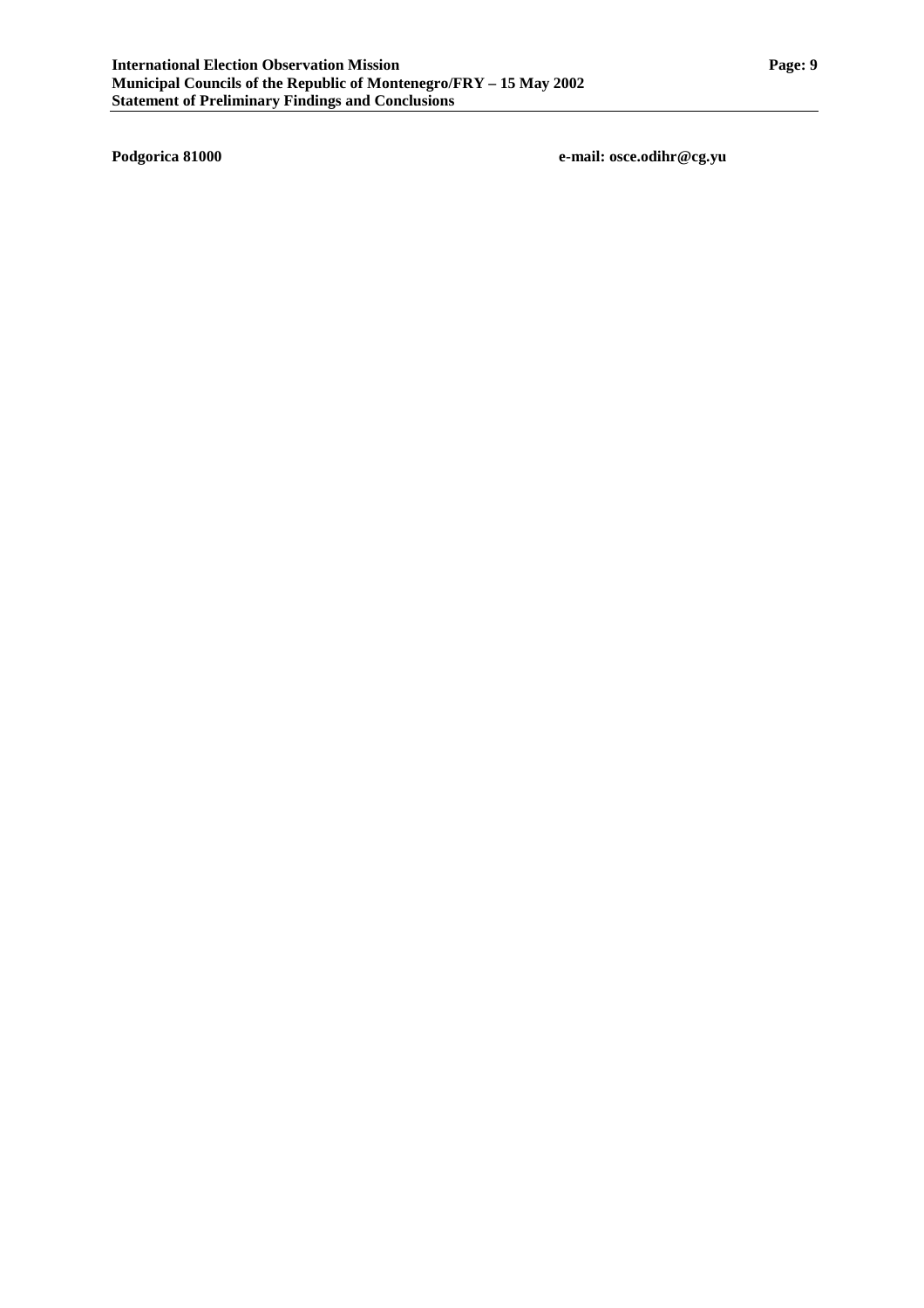**Podgorica 81000** **e-mail: osce.odihr@cg.yu**